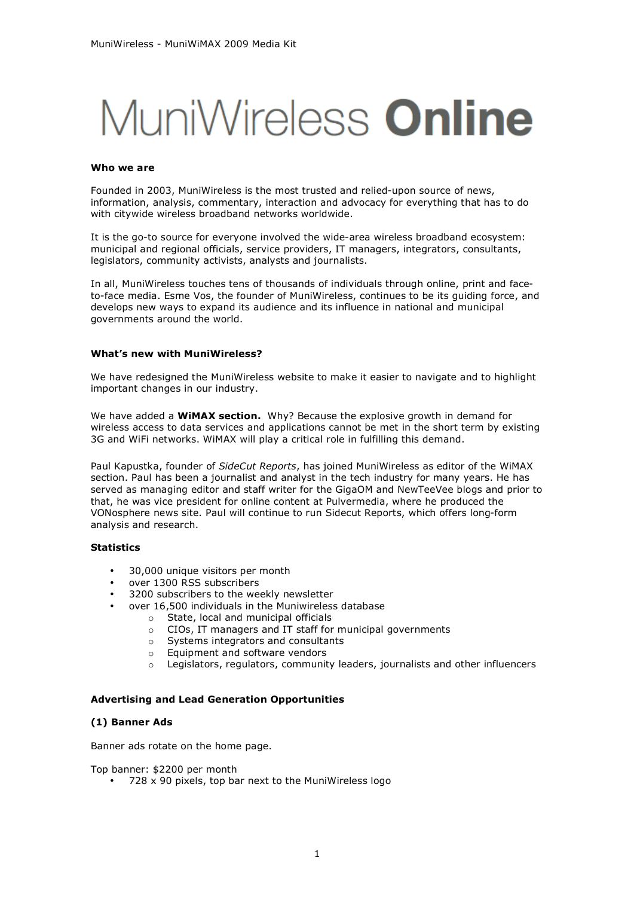# MuniWireless **Online**

**Who we are**

Founded in 2003, MuniWireless is the most trusted and relied-upon source of news, information, analysis, commentary, interaction and advocacy for everything that has to do with citywide wireless broadband networks worldwide.

It is the go-to source for everyone involved the wide-area wireless broadband ecosystem: municipal and regional officials, service providers, IT managers, integrators, consultants, legislators, community activists, analysts and journalists.

In all, MuniWireless touches tens of thousands of individuals through online, print and face-to-face media. Esme Vos, the founder of MuniWireless, continues to be its guiding force, and develops new ways to expand its audience and its influence in national and municipal governments around the world.

**What's new with MuniWireless?**

We have redesigned the MuniWireless website to make it easier to navigate and to highlight important changes in our industry.

We have added a **WiMAX section.** Why? Because the explosive growth in demand for wireless access to data services and applications cannot be met in the short term by existing 3G and WiFi networks. WiMAX will play a critical role in fulfilling this demand.

Paul Kapustka, founder of *SideCut Reports*, has joined MuniWireless as editor of the WiMAX section. Paul has been a journalist and analyst in the tech industry for many years. He has served as managing editor and staff writer for the GigaOM and NewTeeVee blogs and prior to that, he was vice president for online content at Pulvermedia, where he produced the VONosphere news site. Paul will continue to run Sidecut Reports, which offers long-form analysis and research.

**Statistics**

- 30,000 unique visitors per month
- over 1300 RSS subscribers
- 3200 subscribers to the weekly newsletter
- over 16,500 individuals in the Muniwireless database
  - State, local and municipal officials
  - CIOs, IT managers and IT staff for municipal governments
  - Systems integrators and consultants
  - Equipment and software vendors
  - Legislators, regulators, community leaders, journalists and other influencers

**Advertising and Lead Generation Opportunities**

**(1) Banner Ads**

Banner ads rotate on the home page.

Top banner: $2200 per month

- 728 x 90 pixels, top bar next to the MuniWireless logo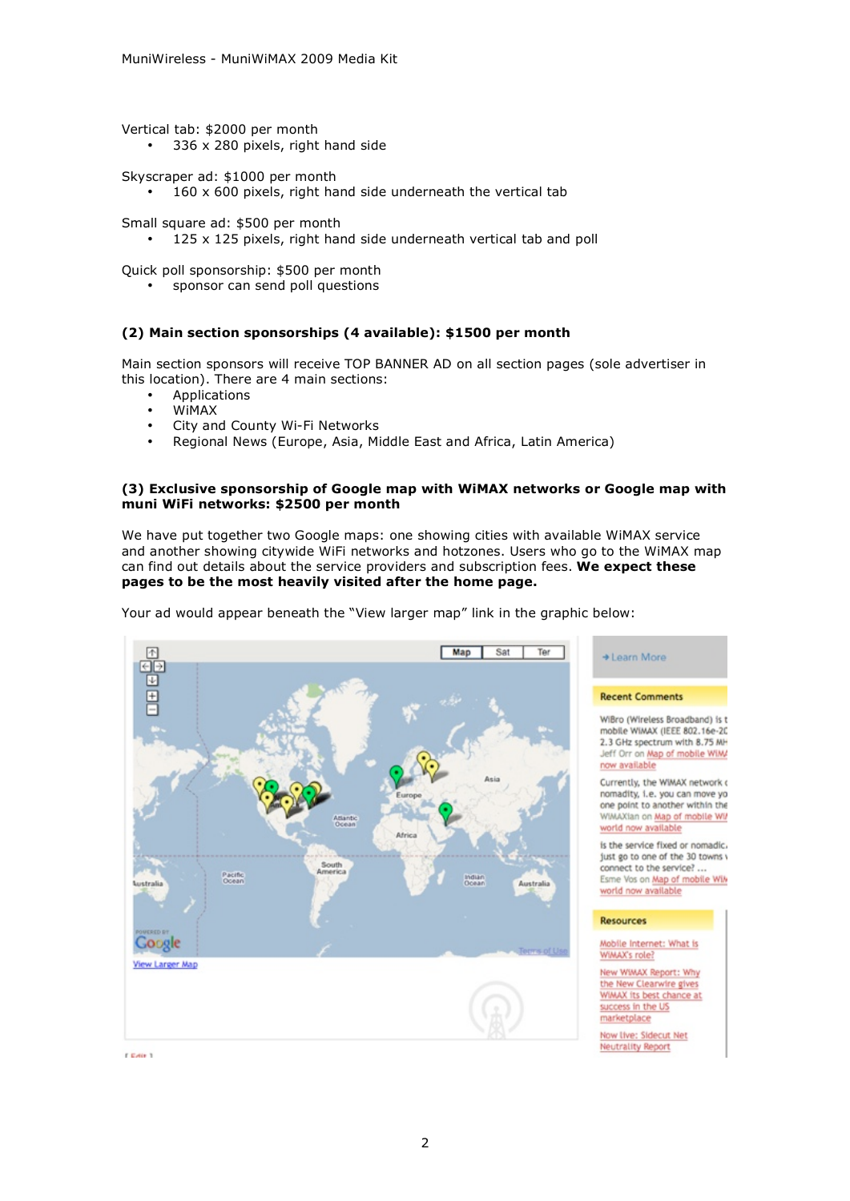Vertical tab: $2000 per month

- 336 x 280 pixels, right hand side

Skyscraper ad: $1000 per month

- 160 x 600 pixels, right hand side underneath the vertical tab

Small square ad: $500 per month

- 125 x 125 pixels, right hand side underneath vertical tab and poll

Quick poll sponsorship: $500 per month

- sponsor can send poll questions

**(2) Main section sponsorships (4 available): $1500 per month**

Main section sponsors will receive TOP BANNER AD on all section pages (sole advertiser in this location). There are 4 main sections:

- Applications
- WiMAX
- City and County Wi-Fi Networks
- Regional News (Europe, Asia, Middle East and Africa, Latin America)

**(3) Exclusive sponsorship of Google map with WiMAX networks or Google map with muni WiFi networks: $2500 per month**

We have put together two Google maps: one showing cities with available WiMAX service and another showing citywide WiFi networks and hotzones. Users who go to the WiMAX map can find out details about the service providers and subscription fees. **We expect these pages to be the most heavily visited after the home page.**

Your ad would appear beneath the "View larger map" link in the graphic below: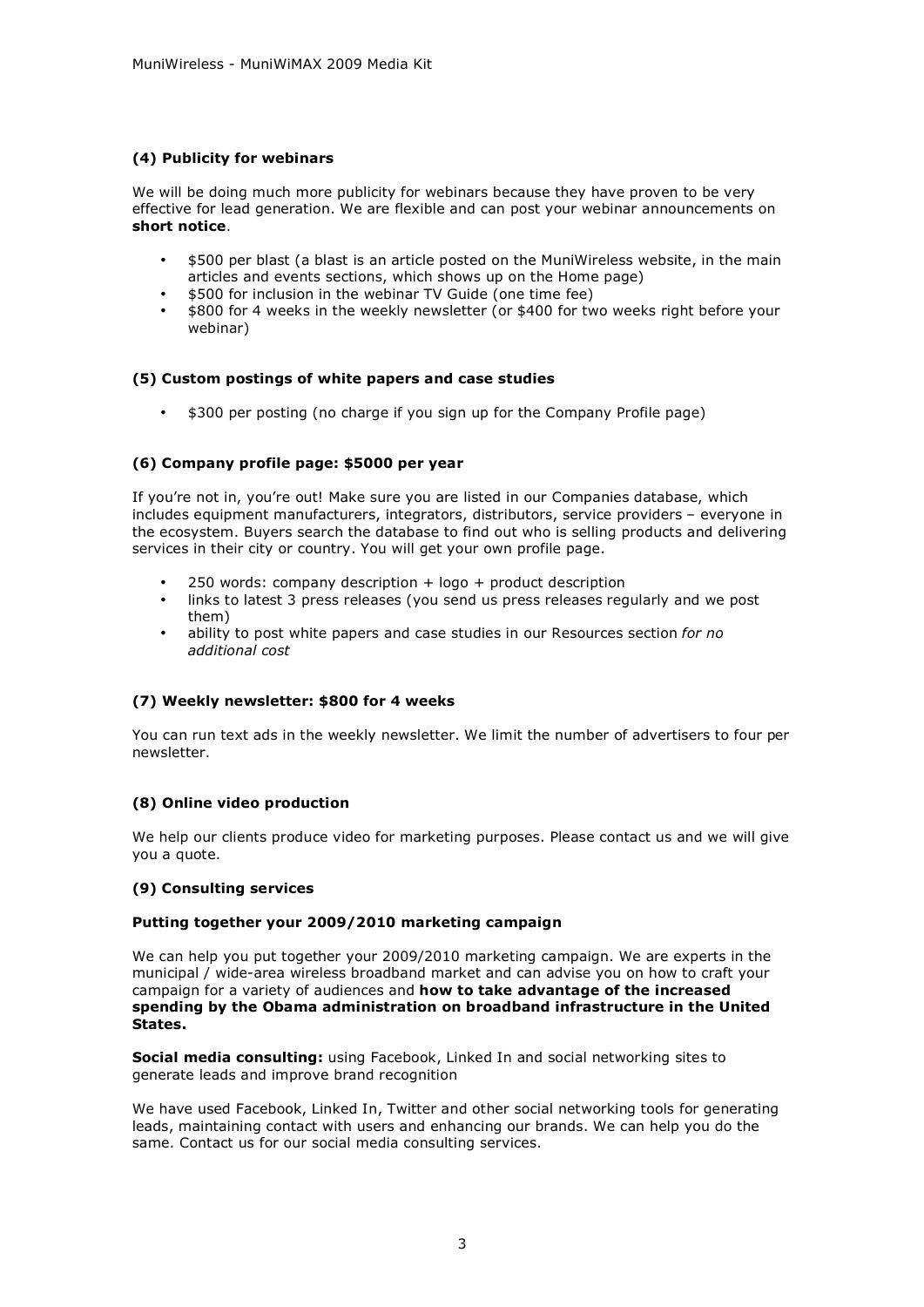### (4) Publicity for webinars

We will be doing much more publicity for webinars because they have proven to be very effective for lead generation. We are flexible and can post your webinar announcements on **short notice**.

- $500 per blast (a blast is an article posted on the MuniWireless website, in the main articles and events sections, which shows up on the Home page)
- $500 for inclusion in the webinar TV Guide (one time fee)
- $800 for 4 weeks in the weekly newsletter (or $400 for two weeks right before your webinar)

### (5) Custom postings of white papers and case studies

- $300 per posting (no charge if you sign up for the Company Profile page)

### (6) Company profile page: $5000 per year

If you're not in, you're out! Make sure you are listed in our Companies database, which includes equipment manufacturers, integrators, distributors, service providers – everyone in the ecosystem. Buyers search the database to find out who is selling products and delivering services in their city or country. You will get your own profile page.

- 250 words: company description + logo + product description
- links to latest 3 press releases (you send us press releases regularly and we post them)
- ability to post white papers and case studies in our Resources section *for no additional cost*

### (7) Weekly newsletter: $800 for 4 weeks

You can run text ads in the weekly newsletter. We limit the number of advertisers to four per newsletter.

### (8) Online video production

We help our clients produce video for marketing purposes. Please contact us and we will give you a quote.

### (9) Consulting services

**Putting together your 2009/2010 marketing campaign**

We can help you put together your 2009/2010 marketing campaign. We are experts in the municipal / wide-area wireless broadband market and can advise you on how to craft your campaign for a variety of audiences and **how to take advantage of the increased spending by the Obama administration on broadband infrastructure in the United States.**

**Social media consulting:** using Facebook, Linked In and social networking sites to generate leads and improve brand recognition

We have used Facebook, Linked In, Twitter and other social networking tools for generating leads, maintaining contact with users and enhancing our brands. We can help you do the same. Contact us for our social media consulting services.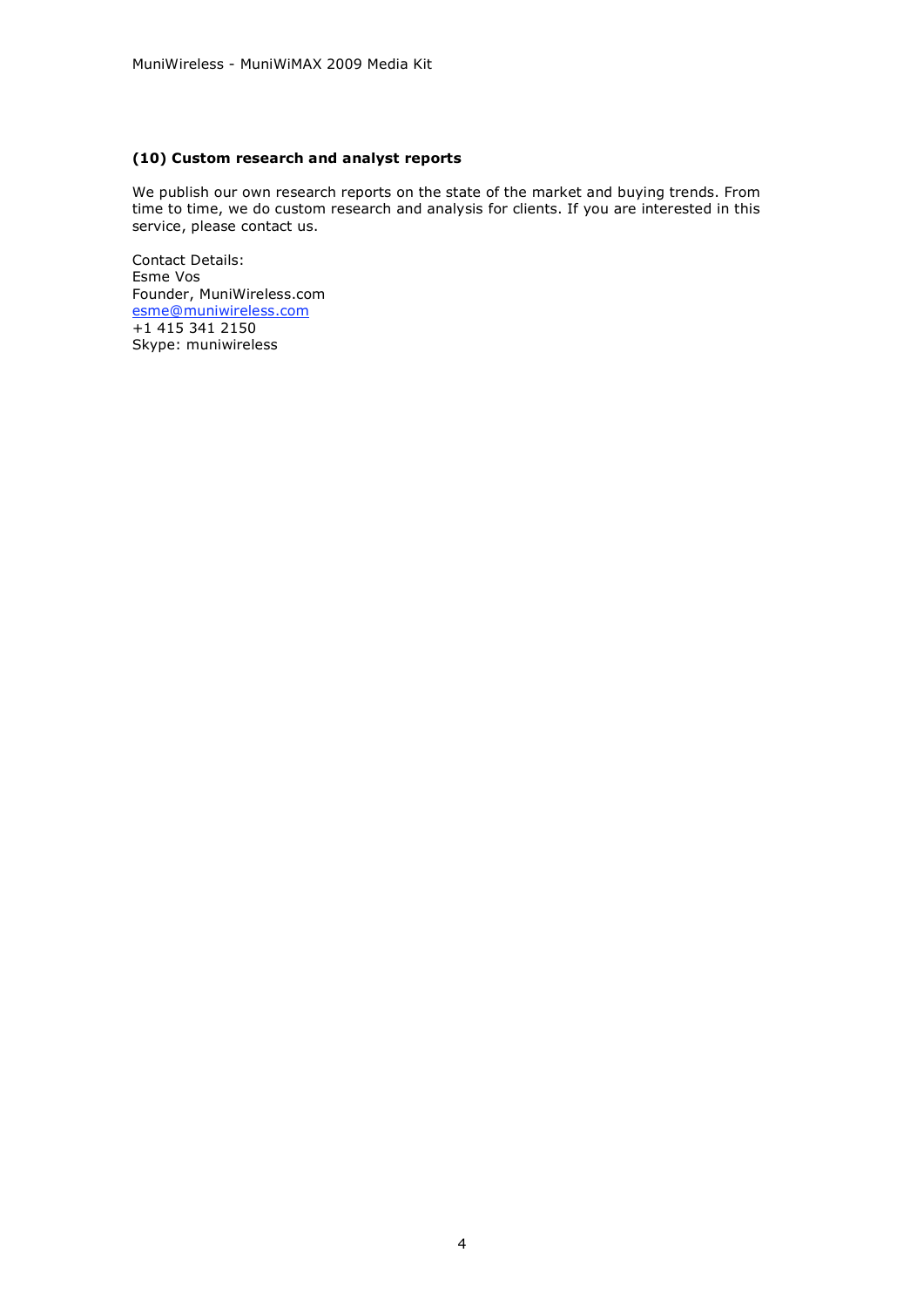### (10) Custom research and analyst reports

We publish our own research reports on the state of the market and buying trends. From time to time, we do custom research and analysis for clients. If you are interested in this service, please contact us.

Contact Details:
Esme Vos
Founder, MuniWireless.com
esme@muniwireless.com
+1 415 341 2150
Skype: muniwireless